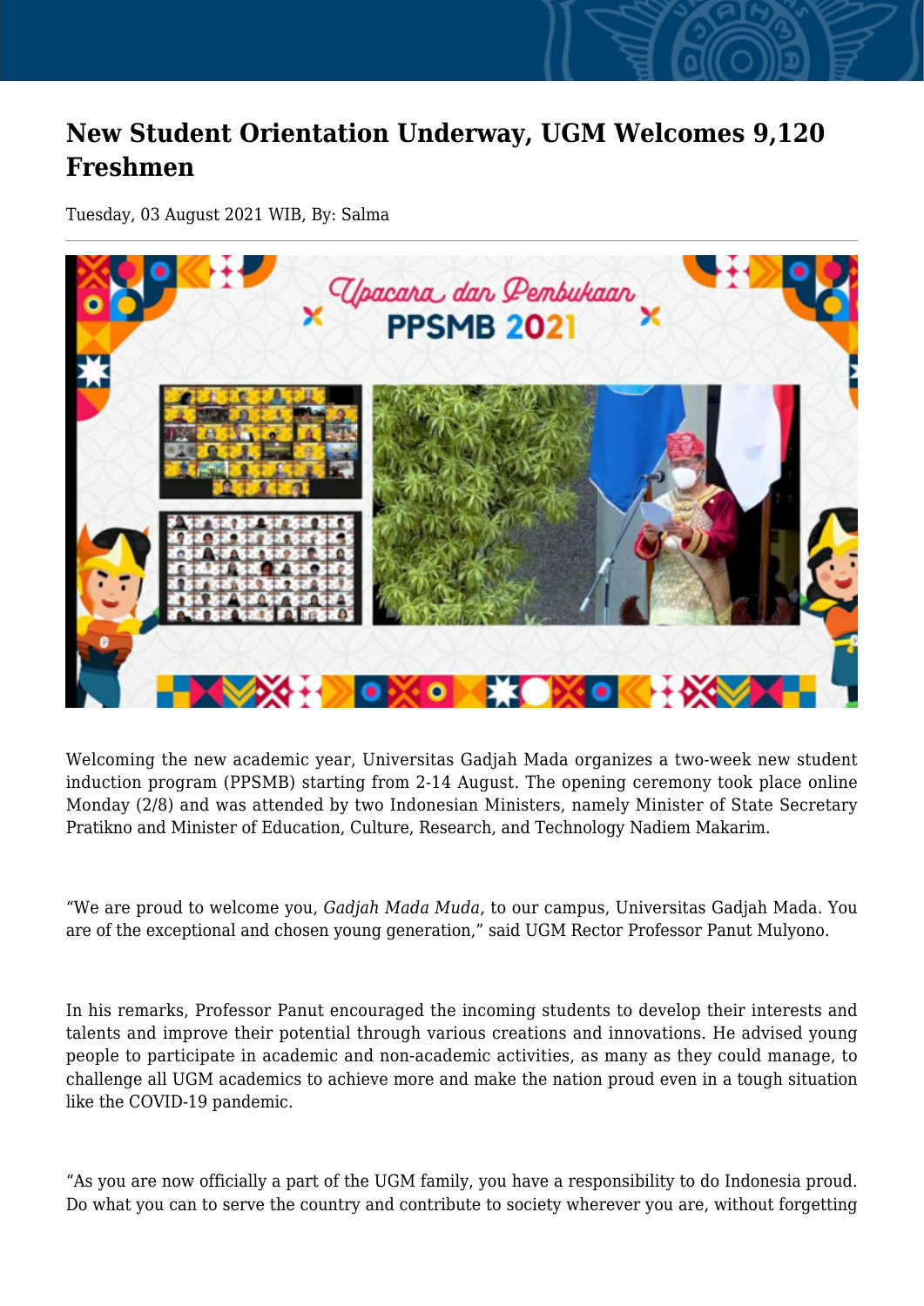# New Student Orientation Underway, UGM Welcomes 9,120 Freshmen

Tuesday, 03 August 2021 WIB, By: Salma

Welcoming the new academic year, Universitas Gadjah Mada organizes a two-week new student induction program (PPSMB) starting from 2-14 August. The opening ceremony took place online Monday (2/8) and was attended by two Indonesian Ministers, namely Minister of State Secretary Pratikno and Minister of Education, Culture, Research, and Technology Nadiem Makarim.

"We are proud to welcome you, *Gadjah Mada Muda*, to our campus, Universitas Gadjah Mada. You are of the exceptional and chosen young generation," said UGM Rector Professor Panut Mulyono.

In his remarks, Professor Panut encouraged the incoming students to develop their interests and talents and improve their potential through various creations and innovations. He advised young people to participate in academic and non-academic activities, as many as they could manage, to challenge all UGM academics to achieve more and make the nation proud even in a tough situation like the COVID-19 pandemic.

"As you are now officially a part of the UGM family, you have a responsibility to do Indonesia proud. Do what you can to serve the country and contribute to society wherever you are, without forgetting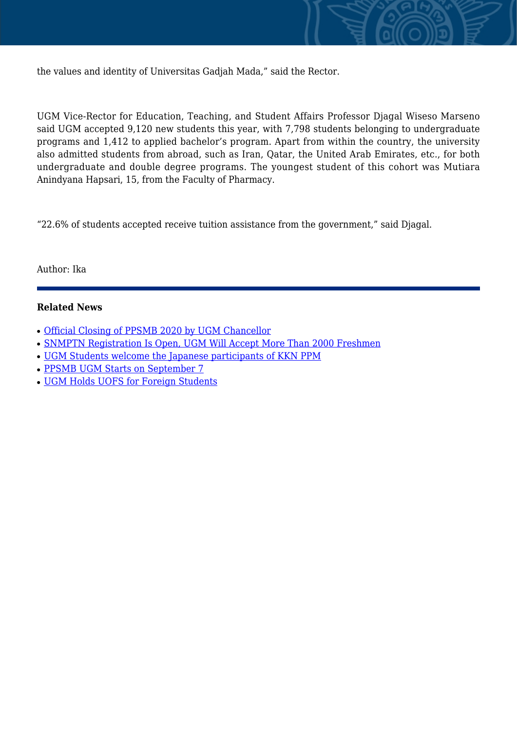the values and identity of Universitas Gadjah Mada," said the Rector.

UGM Vice-Rector for Education, Teaching, and Student Affairs Professor Djagal Wiseso Marseno said UGM accepted 9,120 new students this year, with 7,798 students belonging to undergraduate programs and 1,412 to applied bachelor's program. Apart from within the country, the university also admitted students from abroad, such as Iran, Qatar, the United Arab Emirates, etc., for both undergraduate and double degree programs. The youngest student of this cohort was Mutiara Anindyana Hapsari, 15, from the Faculty of Pharmacy.

"22.6% of students accepted receive tuition assistance from the government," said Djagal.

Author: Ika

---

**Related News**

- Official Closing of PPSMB 2020 by UGM Chancellor
- SNMPTN Registration Is Open, UGM Will Accept More Than 2000 Freshmen
- UGM Students welcome the Japanese participants of KKN PPM
- PPSMB UGM Starts on September 7
- UGM Holds UOFS for Foreign Students